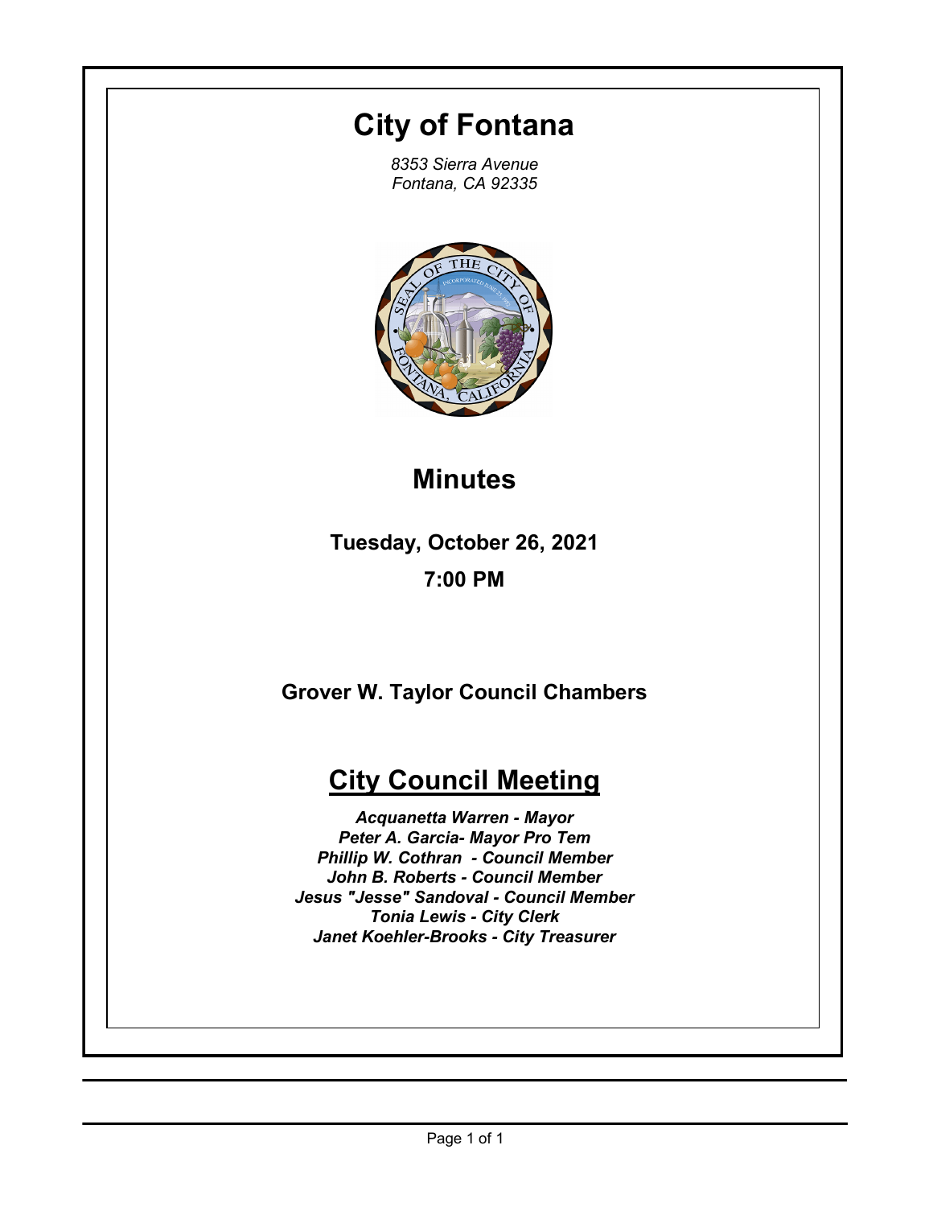# City of Fontana

*8353 Sierra Avenue*
*Fontana, CA 92335*

## Minutes

**Tuesday, October 26, 2021**

**7:00 PM**

**Grover W. Taylor Council Chambers**

## City Council Meeting

***Acquanetta Warren - Mayor***
***Peter A. Garcia- Mayor Pro Tem***
***Phillip W. Cothran - Council Member***
***John B. Roberts - Council Member***
***Jesus "Jesse" Sandoval - Council Member***
***Tonia Lewis - City Clerk***
***Janet Koehler-Brooks - City Treasurer***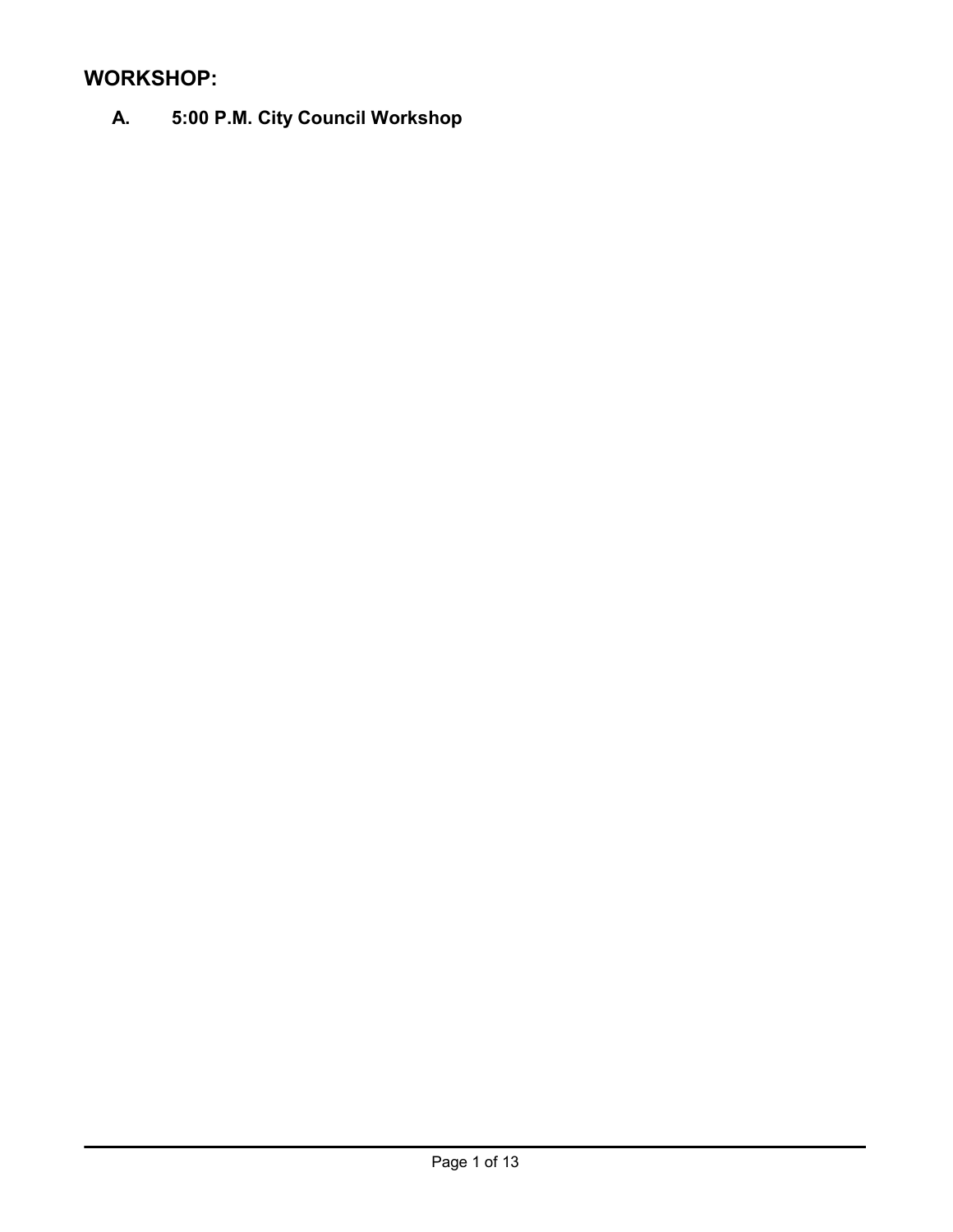## WORKSHOP:

### A. 5:00 P.M. City Council Workshop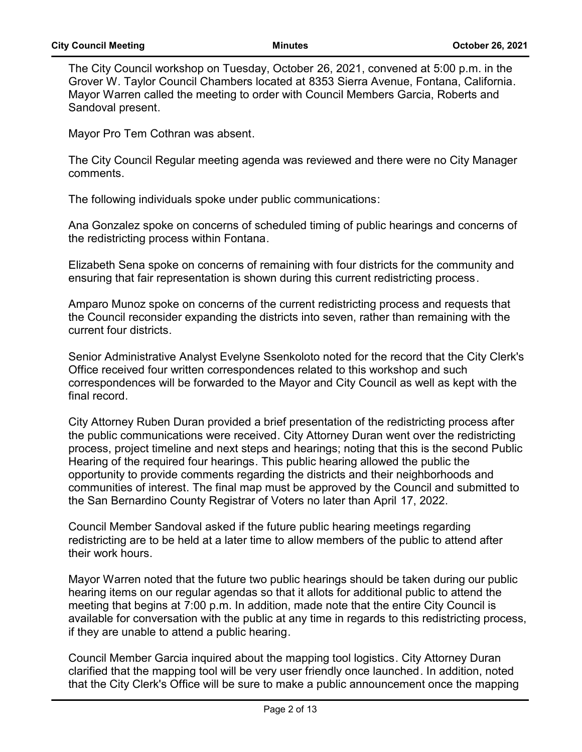The City Council workshop on Tuesday, October 26, 2021, convened at 5:00 p.m. in the Grover W. Taylor Council Chambers located at 8353 Sierra Avenue, Fontana, California. Mayor Warren called the meeting to order with Council Members Garcia, Roberts and Sandoval present.

Mayor Pro Tem Cothran was absent.

The City Council Regular meeting agenda was reviewed and there were no City Manager comments.

The following individuals spoke under public communications:

Ana Gonzalez spoke on concerns of scheduled timing of public hearings and concerns of the redistricting process within Fontana.

Elizabeth Sena spoke on concerns of remaining with four districts for the community and ensuring that fair representation is shown during this current redistricting process.

Amparo Munoz spoke on concerns of the current redistricting process and requests that the Council reconsider expanding the districts into seven, rather than remaining with the current four districts.

Senior Administrative Analyst Evelyne Ssenkoloto noted for the record that the City Clerk's Office received four written correspondences related to this workshop and such correspondences will be forwarded to the Mayor and City Council as well as kept with the final record.

City Attorney Ruben Duran provided a brief presentation of the redistricting process after the public communications were received. City Attorney Duran went over the redistricting process, project timeline and next steps and hearings; noting that this is the second Public Hearing of the required four hearings. This public hearing allowed the public the opportunity to provide comments regarding the districts and their neighborhoods and communities of interest. The final map must be approved by the Council and submitted to the San Bernardino County Registrar of Voters no later than April 17, 2022.

Council Member Sandoval asked if the future public hearing meetings regarding redistricting are to be held at a later time to allow members of the public to attend after their work hours.

Mayor Warren noted that the future two public hearings should be taken during our public hearing items on our regular agendas so that it allots for additional public to attend the meeting that begins at 7:00 p.m. In addition, made note that the entire City Council is available for conversation with the public at any time in regards to this redistricting process, if they are unable to attend a public hearing.

Council Member Garcia inquired about the mapping tool logistics. City Attorney Duran clarified that the mapping tool will be very user friendly once launched. In addition, noted that the City Clerk's Office will be sure to make a public announcement once the mapping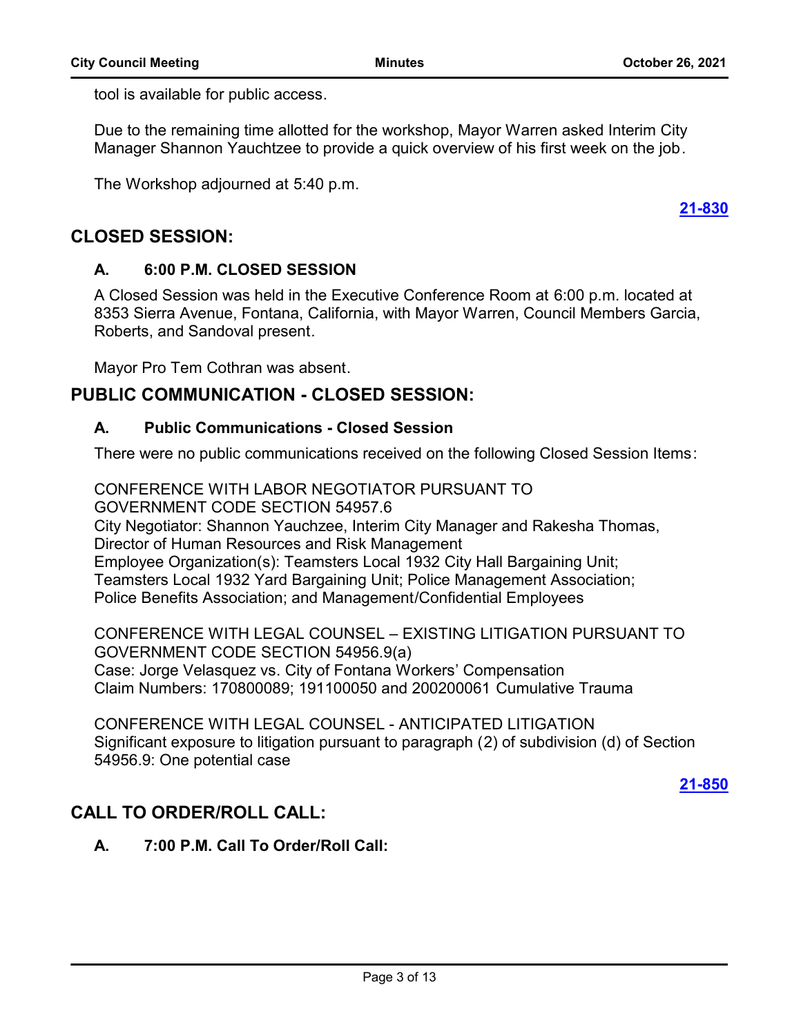tool is available for public access.

Due to the remaining time allotted for the workshop, Mayor Warren asked Interim City Manager Shannon Yauchtzee to provide a quick overview of his first week on the job.

The Workshop adjourned at 5:40 p.m.

**21-830**

## CLOSED SESSION:

### A. 6:00 P.M. CLOSED SESSION

A Closed Session was held in the Executive Conference Room at 6:00 p.m. located at 8353 Sierra Avenue, Fontana, California, with Mayor Warren, Council Members Garcia, Roberts, and Sandoval present.

Mayor Pro Tem Cothran was absent.

## PUBLIC COMMUNICATION - CLOSED SESSION:

### A. Public Communications - Closed Session

There were no public communications received on the following Closed Session Items:

CONFERENCE WITH LABOR NEGOTIATOR PURSUANT TO GOVERNMENT CODE SECTION 54957.6
City Negotiator: Shannon Yauchzee, Interim City Manager and Rakesha Thomas, Director of Human Resources and Risk Management
Employee Organization(s): Teamsters Local 1932 City Hall Bargaining Unit; Teamsters Local 1932 Yard Bargaining Unit; Police Management Association; Police Benefits Association; and Management/Confidential Employees

CONFERENCE WITH LEGAL COUNSEL – EXISTING LITIGATION PURSUANT TO GOVERNMENT CODE SECTION 54956.9(a)
Case: Jorge Velasquez vs. City of Fontana Workers' Compensation
Claim Numbers: 170800089; 191100050 and 200200061 Cumulative Trauma

CONFERENCE WITH LEGAL COUNSEL - ANTICIPATED LITIGATION
Significant exposure to litigation pursuant to paragraph (2) of subdivision (d) of Section 54956.9: One potential case

**21-850**

## CALL TO ORDER/ROLL CALL:

### A. 7:00 P.M. Call To Order/Roll Call: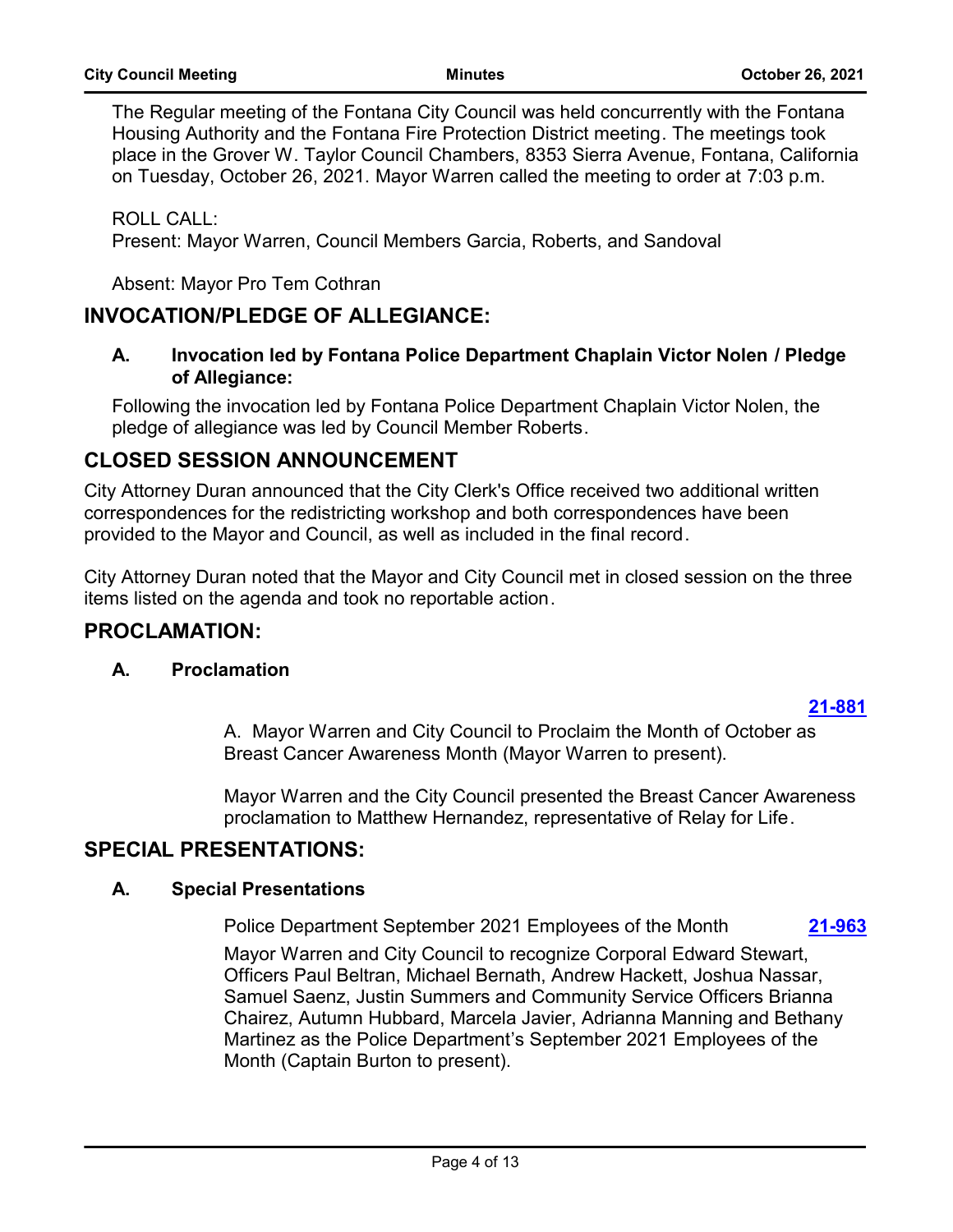The Regular meeting of the Fontana City Council was held concurrently with the Fontana Housing Authority and the Fontana Fire Protection District meeting. The meetings took place in the Grover W. Taylor Council Chambers, 8353 Sierra Avenue, Fontana, California on Tuesday, October 26, 2021. Mayor Warren called the meeting to order at 7:03 p.m.

ROLL CALL:
Present: Mayor Warren, Council Members Garcia, Roberts, and Sandoval

Absent: Mayor Pro Tem Cothran

## INVOCATION/PLEDGE OF ALLEGIANCE:

### A. Invocation led by Fontana Police Department Chaplain Victor Nolen / Pledge of Allegiance:

Following the invocation led by Fontana Police Department Chaplain Victor Nolen, the pledge of allegiance was led by Council Member Roberts.

## CLOSED SESSION ANNOUNCEMENT

City Attorney Duran announced that the City Clerk's Office received two additional written correspondences for the redistricting workshop and both correspondences have been provided to the Mayor and Council, as well as included in the final record.

City Attorney Duran noted that the Mayor and City Council met in closed session on the three items listed on the agenda and took no reportable action.

## PROCLAMATION:

### A. Proclamation

**21-881**

A. Mayor Warren and City Council to Proclaim the Month of October as Breast Cancer Awareness Month (Mayor Warren to present).

Mayor Warren and the City Council presented the Breast Cancer Awareness proclamation to Matthew Hernandez, representative of Relay for Life.

## SPECIAL PRESENTATIONS:

### A. Special Presentations

Police Department September 2021 Employees of the Month **21-963**

Mayor Warren and City Council to recognize Corporal Edward Stewart, Officers Paul Beltran, Michael Bernath, Andrew Hackett, Joshua Nassar, Samuel Saenz, Justin Summers and Community Service Officers Brianna Chairez, Autumn Hubbard, Marcela Javier, Adrianna Manning and Bethany Martinez as the Police Department's September 2021 Employees of the Month (Captain Burton to present).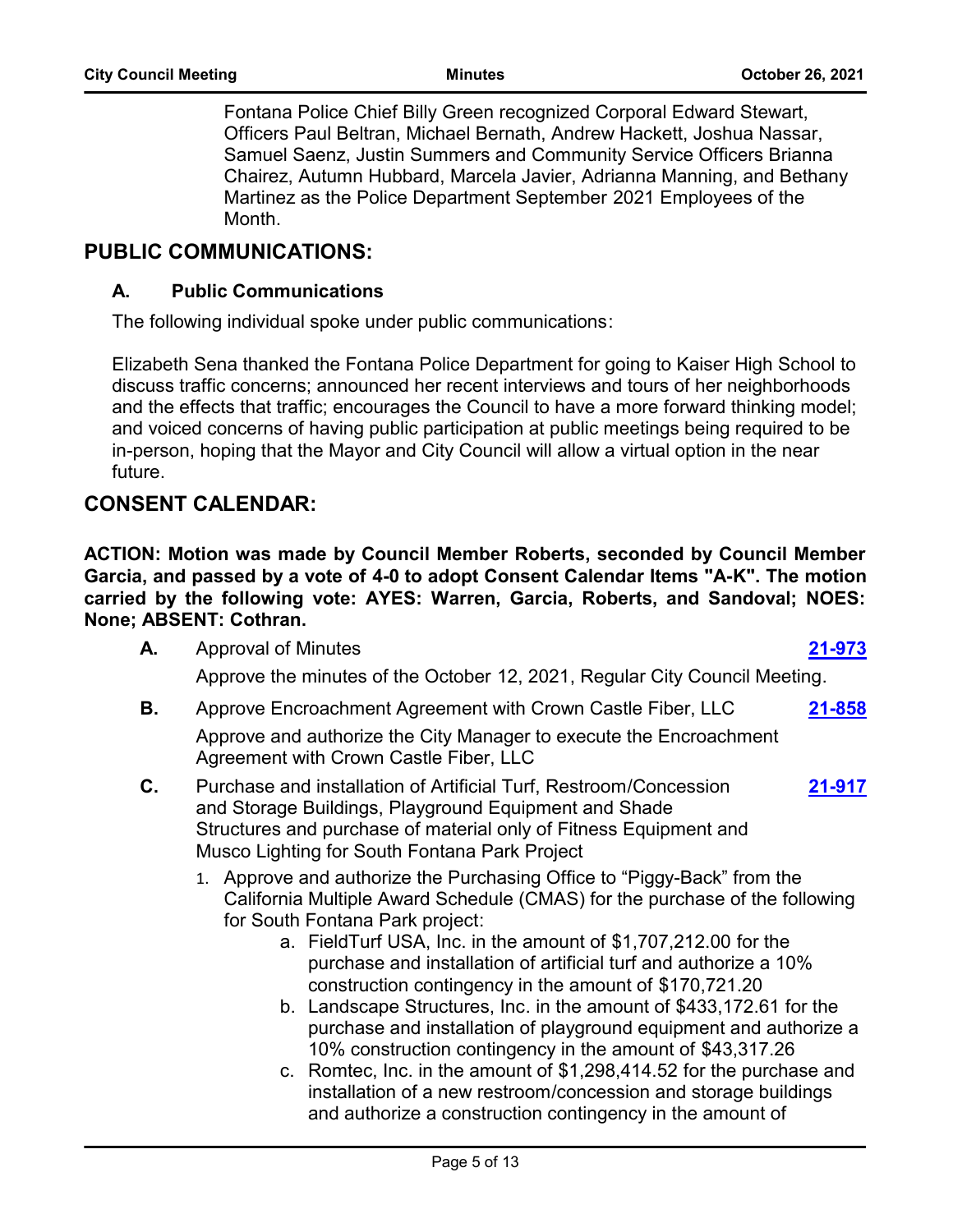Fontana Police Chief Billy Green recognized Corporal Edward Stewart, Officers Paul Beltran, Michael Bernath, Andrew Hackett, Joshua Nassar, Samuel Saenz, Justin Summers and Community Service Officers Brianna Chairez, Autumn Hubbard, Marcela Javier, Adrianna Manning, and Bethany Martinez as the Police Department September 2021 Employees of the Month.

## PUBLIC COMMUNICATIONS:

### A. Public Communications

The following individual spoke under public communications:

Elizabeth Sena thanked the Fontana Police Department for going to Kaiser High School to discuss traffic concerns; announced her recent interviews and tours of her neighborhoods and the effects that traffic; encourages the Council to have a more forward thinking model; and voiced concerns of having public participation at public meetings being required to be in-person, hoping that the Mayor and City Council will allow a virtual option in the near future.

## CONSENT CALENDAR:

**ACTION: Motion was made by Council Member Roberts, seconded by Council Member Garcia, and passed by a vote of 4-0 to adopt Consent Calendar Items "A-K". The motion carried by the following vote: AYES: Warren, Garcia, Roberts, and Sandoval; NOES: None; ABSENT: Cothran.**

**A.** Approval of Minutes **21-973**

Approve the minutes of the October 12, 2021, Regular City Council Meeting.

**B.** Approve Encroachment Agreement with Crown Castle Fiber, LLC **21-858**

Approve and authorize the City Manager to execute the Encroachment Agreement with Crown Castle Fiber, LLC

**C.** Purchase and installation of Artificial Turf, Restroom/Concession and Storage Buildings, Playground Equipment and Shade Structures and purchase of material only of Fitness Equipment and Musco Lighting for South Fontana Park Project **21-917**

1. Approve and authorize the Purchasing Office to "Piggy-Back" from the California Multiple Award Schedule (CMAS) for the purchase of the following for South Fontana Park project:
   a. FieldTurf USA, Inc. in the amount of $1,707,212.00 for the purchase and installation of artificial turf and authorize a 10% construction contingency in the amount of $170,721.20
   b. Landscape Structures, Inc. in the amount of $433,172.61 for the purchase and installation of playground equipment and authorize a 10% construction contingency in the amount of $43,317.26
   c. Romtec, Inc. in the amount of $1,298,414.52 for the purchase and installation of a new restroom/concession and storage buildings and authorize a construction contingency in the amount of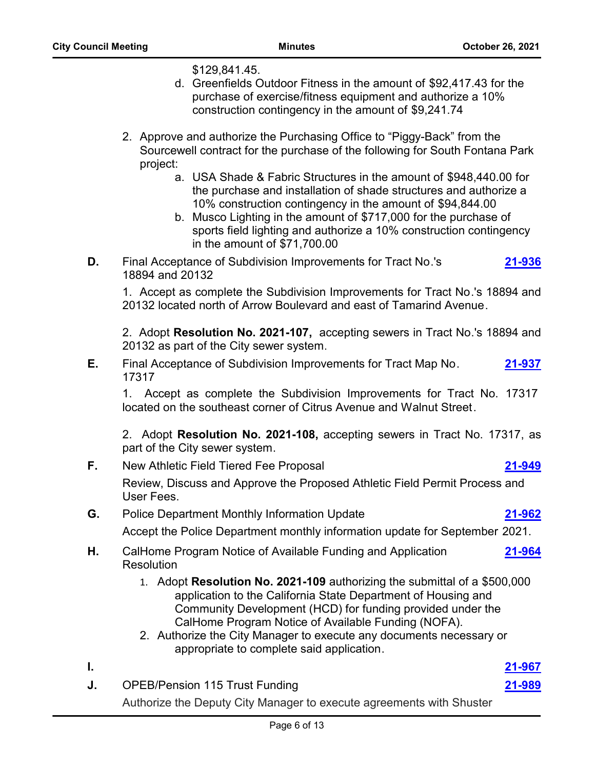$129,841.45.

d. Greenfields Outdoor Fitness in the amount of $92,417.43 for the purchase of exercise/fitness equipment and authorize a 10% construction contingency in the amount of $9,241.74

2. Approve and authorize the Purchasing Office to "Piggy-Back" from the Sourcewell contract for the purchase of the following for South Fontana Park project:
   a. USA Shade & Fabric Structures in the amount of $948,440.00 for the purchase and installation of shade structures and authorize a 10% construction contingency in the amount of $94,844.00
   b. Musco Lighting in the amount of $717,000 for the purchase of sports field lighting and authorize a 10% construction contingency in the amount of $71,700.00

**D.** Final Acceptance of Subdivision Improvements for Tract No.'s 18894 and 20132 — **21-936**

1. Accept as complete the Subdivision Improvements for Tract No.'s 18894 and 20132 located north of Arrow Boulevard and east of Tamarind Avenue.

2. Adopt **Resolution No. 2021-107,** accepting sewers in Tract No.'s 18894 and 20132 as part of the City sewer system.

**E.** Final Acceptance of Subdivision Improvements for Tract Map No. 17317 — **21-937**

1. Accept as complete the Subdivision Improvements for Tract No. 17317 located on the southeast corner of Citrus Avenue and Walnut Street.

2. Adopt **Resolution No. 2021-108,** accepting sewers in Tract No. 17317, as part of the City sewer system.

**F.** New Athletic Field Tiered Fee Proposal — **21-949**

Review, Discuss and Approve the Proposed Athletic Field Permit Process and User Fees.

**G.** Police Department Monthly Information Update — **21-962**

Accept the Police Department monthly information update for September 2021.

**H.** CalHome Program Notice of Available Funding and Application Resolution — **21-964**

1. Adopt **Resolution No. 2021-109** authorizing the submittal of a $500,000 application to the California State Department of Housing and Community Development (HCD) for funding provided under the CalHome Program Notice of Available Funding (NOFA).
2. Authorize the City Manager to execute any documents necessary or appropriate to complete said application.

**I.** — **21-967**

**J.** OPEB/Pension 115 Trust Funding — **21-989**

Authorize the Deputy City Manager to execute agreements with Shuster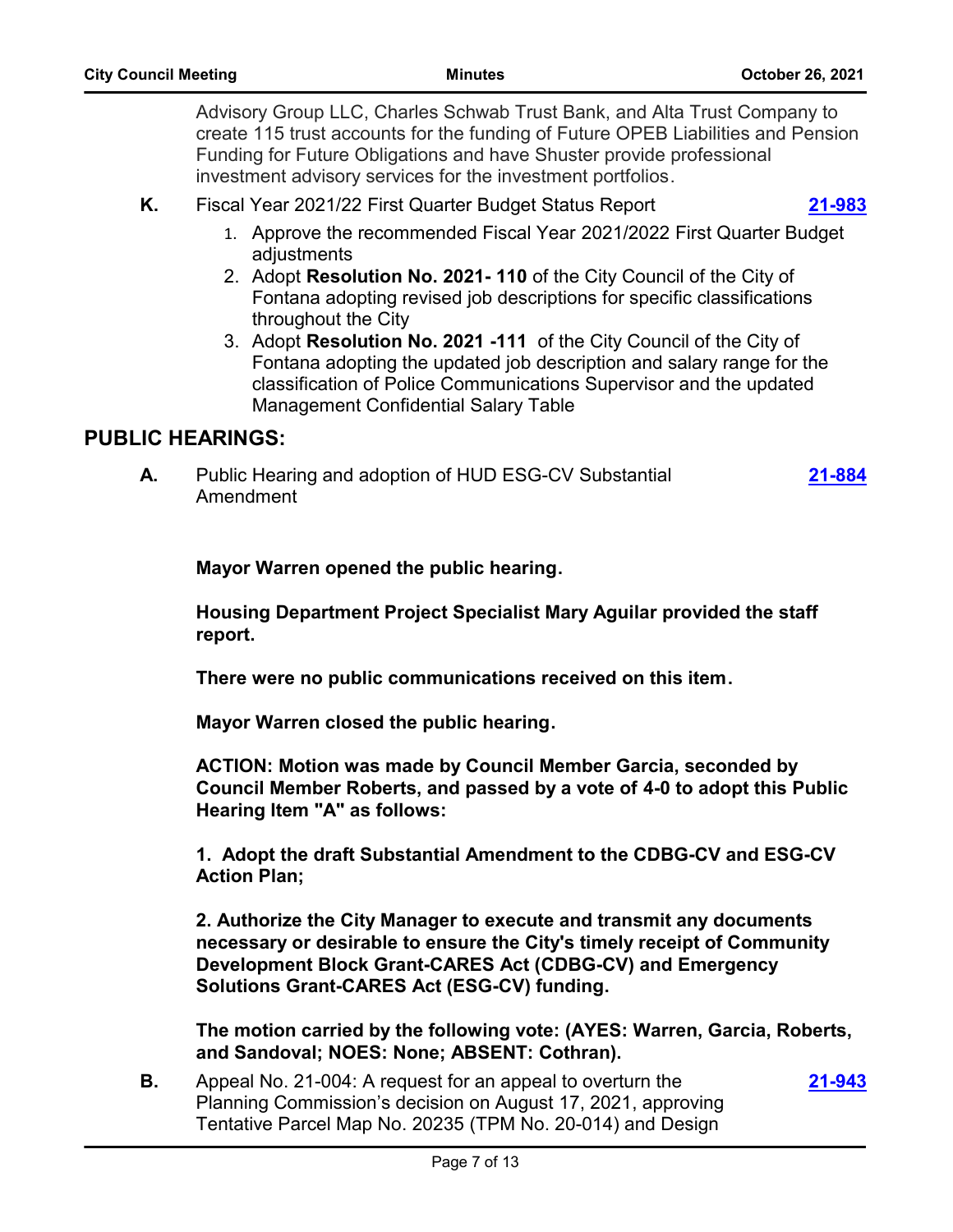Advisory Group LLC, Charles Schwab Trust Bank, and Alta Trust Company to create 115 trust accounts for the funding of Future OPEB Liabilities and Pension Funding for Future Obligations and have Shuster provide professional investment advisory services for the investment portfolios.

**K.** Fiscal Year 2021/22 First Quarter Budget Status Report **21-983**

1. Approve the recommended Fiscal Year 2021/2022 First Quarter Budget adjustments
2. Adopt **Resolution No. 2021- 110** of the City Council of the City of Fontana adopting revised job descriptions for specific classifications throughout the City
3. Adopt **Resolution No. 2021 -111** of the City Council of the City of Fontana adopting the updated job description and salary range for the classification of Police Communications Supervisor and the updated Management Confidential Salary Table

## PUBLIC HEARINGS:

**A.** Public Hearing and adoption of HUD ESG-CV Substantial Amendment **21-884**

**Mayor Warren opened the public hearing.**

**Housing Department Project Specialist Mary Aguilar provided the staff report.**

**There were no public communications received on this item.**

**Mayor Warren closed the public hearing.**

**ACTION: Motion was made by Council Member Garcia, seconded by Council Member Roberts, and passed by a vote of 4-0 to adopt this Public Hearing Item "A" as follows:**

**1. Adopt the draft Substantial Amendment to the CDBG-CV and ESG-CV Action Plan;**

**2. Authorize the City Manager to execute and transmit any documents necessary or desirable to ensure the City's timely receipt of Community Development Block Grant-CARES Act (CDBG-CV) and Emergency Solutions Grant-CARES Act (ESG-CV) funding.**

**The motion carried by the following vote: (AYES: Warren, Garcia, Roberts, and Sandoval; NOES: None; ABSENT: Cothran).**

**B.** Appeal No. 21-004: A request for an appeal to overturn the Planning Commission's decision on August 17, 2021, approving Tentative Parcel Map No. 20235 (TPM No. 20-014) and Design **21-943**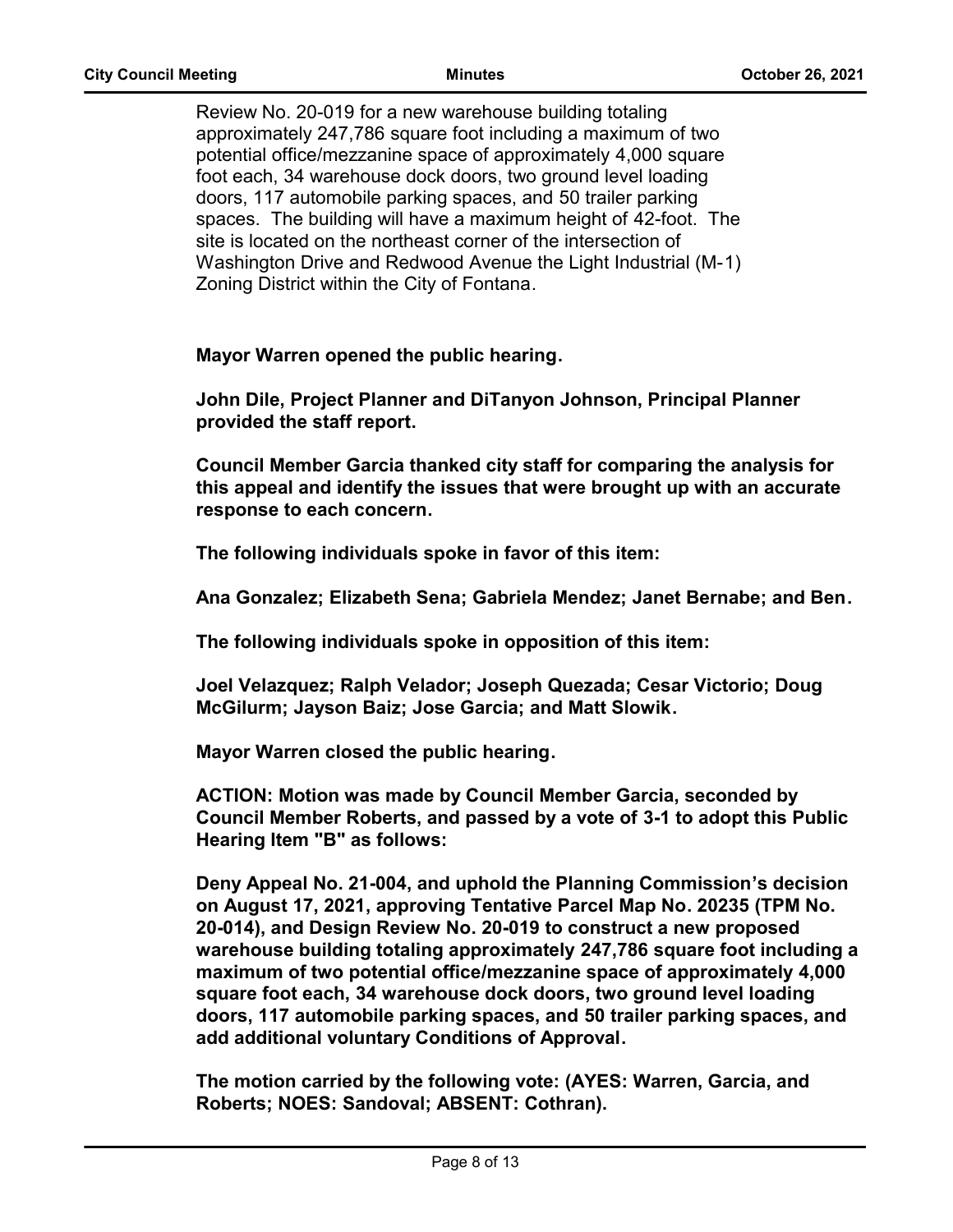Review No. 20-019 for a new warehouse building totaling approximately 247,786 square foot including a maximum of two potential office/mezzanine space of approximately 4,000 square foot each, 34 warehouse dock doors, two ground level loading doors, 117 automobile parking spaces, and 50 trailer parking spaces. The building will have a maximum height of 42-foot. The site is located on the northeast corner of the intersection of Washington Drive and Redwood Avenue the Light Industrial (M-1) Zoning District within the City of Fontana.

**Mayor Warren opened the public hearing.**

**John Dile, Project Planner and DiTanyon Johnson, Principal Planner provided the staff report.**

**Council Member Garcia thanked city staff for comparing the analysis for this appeal and identify the issues that were brought up with an accurate response to each concern.**

**The following individuals spoke in favor of this item:**

**Ana Gonzalez; Elizabeth Sena; Gabriela Mendez; Janet Bernabe; and Ben.**

**The following individuals spoke in opposition of this item:**

**Joel Velazquez; Ralph Velador; Joseph Quezada; Cesar Victorio; Doug McGilurm; Jayson Baiz; Jose Garcia; and Matt Slowik.**

**Mayor Warren closed the public hearing.**

**ACTION: Motion was made by Council Member Garcia, seconded by Council Member Roberts, and passed by a vote of 3-1 to adopt this Public Hearing Item "B" as follows:**

**Deny Appeal No. 21-004, and uphold the Planning Commission's decision on August 17, 2021, approving Tentative Parcel Map No. 20235 (TPM No. 20-014), and Design Review No. 20-019 to construct a new proposed warehouse building totaling approximately 247,786 square foot including a maximum of two potential office/mezzanine space of approximately 4,000 square foot each, 34 warehouse dock doors, two ground level loading doors, 117 automobile parking spaces, and 50 trailer parking spaces, and add additional voluntary Conditions of Approval.**

**The motion carried by the following vote: (AYES: Warren, Garcia, and Roberts; NOES: Sandoval; ABSENT: Cothran).**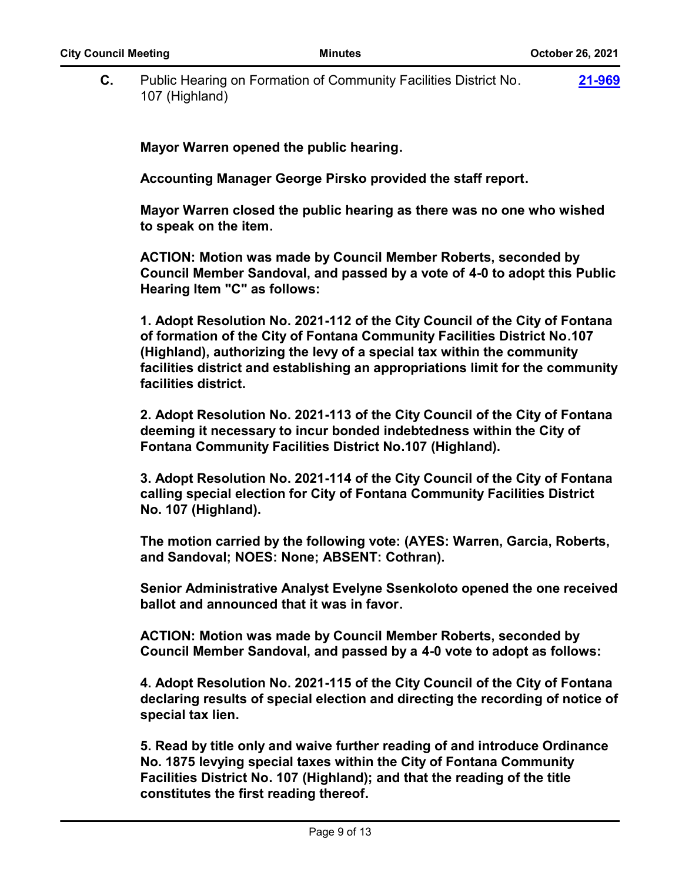**C.** Public Hearing on Formation of Community Facilities District No. 107 (Highland) **21-969**

**Mayor Warren opened the public hearing.**

**Accounting Manager George Pirsko provided the staff report.**

**Mayor Warren closed the public hearing as there was no one who wished to speak on the item.**

**ACTION: Motion was made by Council Member Roberts, seconded by Council Member Sandoval, and passed by a vote of 4-0 to adopt this Public Hearing Item "C" as follows:**

**1. Adopt Resolution No. 2021-112 of the City Council of the City of Fontana of formation of the City of Fontana Community Facilities District No.107 (Highland), authorizing the levy of a special tax within the community facilities district and establishing an appropriations limit for the community facilities district.**

**2. Adopt Resolution No. 2021-113 of the City Council of the City of Fontana deeming it necessary to incur bonded indebtedness within the City of Fontana Community Facilities District No.107 (Highland).**

**3. Adopt Resolution No. 2021-114 of the City Council of the City of Fontana calling special election for City of Fontana Community Facilities District No. 107 (Highland).**

**The motion carried by the following vote: (AYES: Warren, Garcia, Roberts, and Sandoval; NOES: None; ABSENT: Cothran).**

**Senior Administrative Analyst Evelyne Ssenkoloto opened the one received ballot and announced that it was in favor.**

**ACTION: Motion was made by Council Member Roberts, seconded by Council Member Sandoval, and passed by a 4-0 vote to adopt as follows:**

**4. Adopt Resolution No. 2021-115 of the City Council of the City of Fontana declaring results of special election and directing the recording of notice of special tax lien.**

**5. Read by title only and waive further reading of and introduce Ordinance No. 1875 levying special taxes within the City of Fontana Community Facilities District No. 107 (Highland); and that the reading of the title constitutes the first reading thereof.**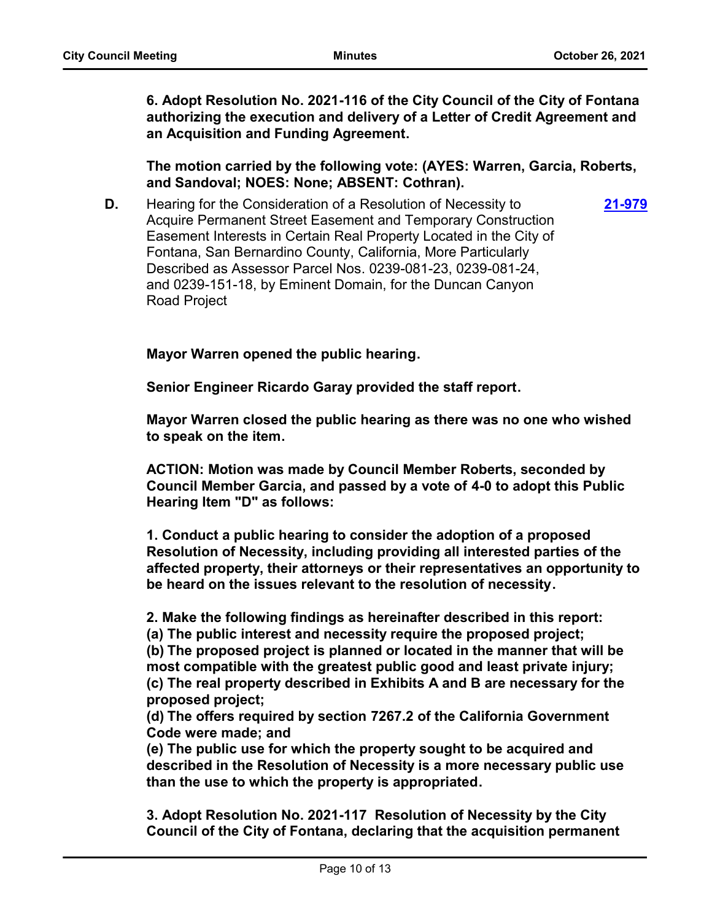**6. Adopt Resolution No. 2021-116 of the City Council of the City of Fontana authorizing the execution and delivery of a Letter of Credit Agreement and an Acquisition and Funding Agreement.**

**The motion carried by the following vote: (AYES: Warren, Garcia, Roberts, and Sandoval; NOES: None; ABSENT: Cothran).**

**D.** Hearing for the Consideration of a Resolution of Necessity to Acquire Permanent Street Easement and Temporary Construction Easement Interests in Certain Real Property Located in the City of Fontana, San Bernardino County, California, More Particularly Described as Assessor Parcel Nos. 0239-081-23, 0239-081-24, and 0239-151-18, by Eminent Domain, for the Duncan Canyon Road Project **21-979**

**Mayor Warren opened the public hearing.**

**Senior Engineer Ricardo Garay provided the staff report.**

**Mayor Warren closed the public hearing as there was no one who wished to speak on the item.**

**ACTION: Motion was made by Council Member Roberts, seconded by Council Member Garcia, and passed by a vote of 4-0 to adopt this Public Hearing Item "D" as follows:**

**1. Conduct a public hearing to consider the adoption of a proposed Resolution of Necessity, including providing all interested parties of the affected property, their attorneys or their representatives an opportunity to be heard on the issues relevant to the resolution of necessity.**

**2. Make the following findings as hereinafter described in this report:**
**(a) The public interest and necessity require the proposed project;**
**(b) The proposed project is planned or located in the manner that will be most compatible with the greatest public good and least private injury;**
**(c) The real property described in Exhibits A and B are necessary for the proposed project;**
**(d) The offers required by section 7267.2 of the California Government Code were made; and**
**(e) The public use for which the property sought to be acquired and described in the Resolution of Necessity is a more necessary public use than the use to which the property is appropriated.**

**3. Adopt Resolution No. 2021-117 Resolution of Necessity by the City Council of the City of Fontana, declaring that the acquisition permanent**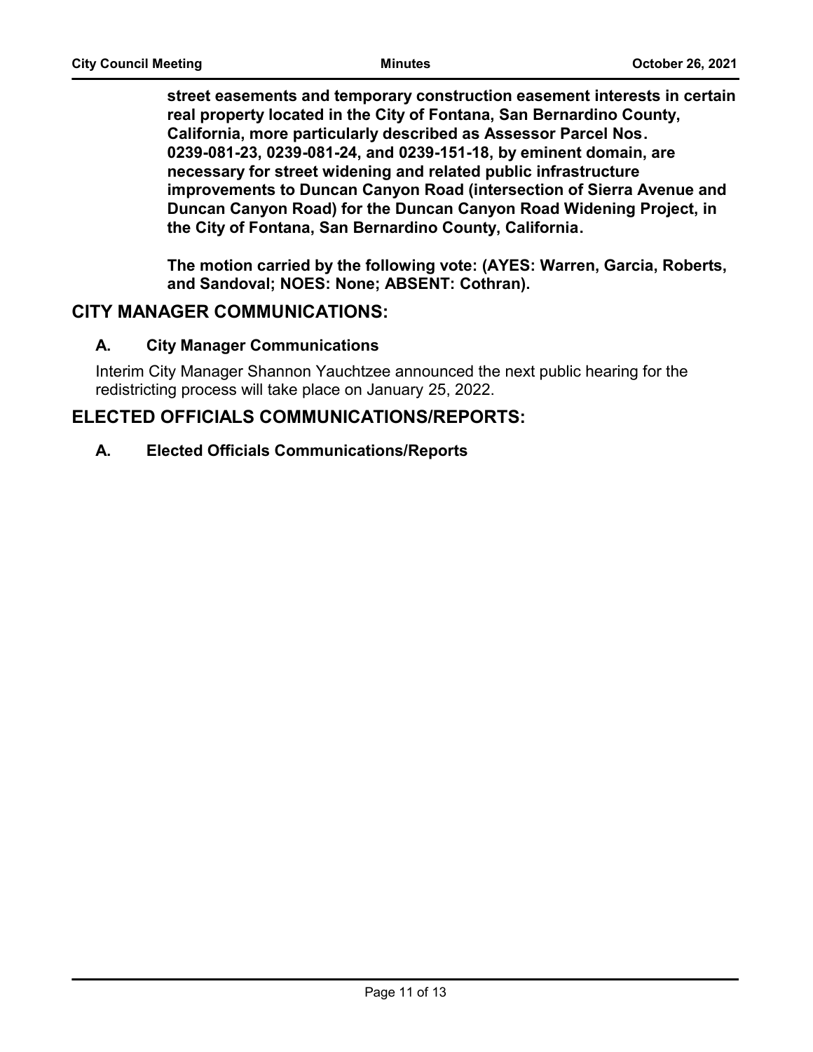**street easements and temporary construction easement interests in certain real property located in the City of Fontana, San Bernardino County, California, more particularly described as Assessor Parcel Nos. 0239-081-23, 0239-081-24, and 0239-151-18, by eminent domain, are necessary for street widening and related public infrastructure improvements to Duncan Canyon Road (intersection of Sierra Avenue and Duncan Canyon Road) for the Duncan Canyon Road Widening Project, in the City of Fontana, San Bernardino County, California.**

**The motion carried by the following vote: (AYES: Warren, Garcia, Roberts, and Sandoval; NOES: None; ABSENT: Cothran).**

## CITY MANAGER COMMUNICATIONS:

### A. City Manager Communications

Interim City Manager Shannon Yauchtzee announced the next public hearing for the redistricting process will take place on January 25, 2022.

## ELECTED OFFICIALS COMMUNICATIONS/REPORTS:

### A. Elected Officials Communications/Reports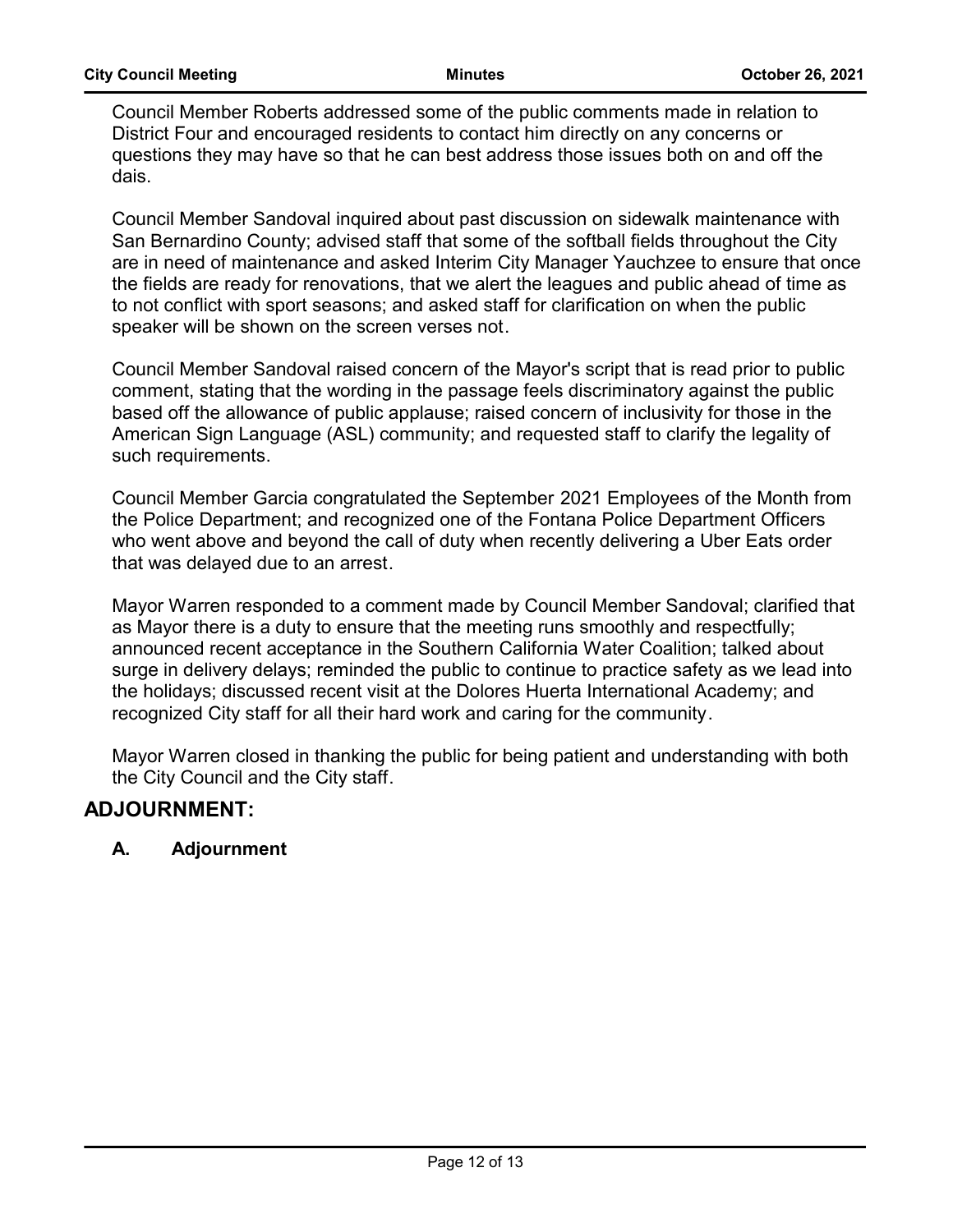Council Member Roberts addressed some of the public comments made in relation to District Four and encouraged residents to contact him directly on any concerns or questions they may have so that he can best address those issues both on and off the dais.

Council Member Sandoval inquired about past discussion on sidewalk maintenance with San Bernardino County; advised staff that some of the softball fields throughout the City are in need of maintenance and asked Interim City Manager Yauchzee to ensure that once the fields are ready for renovations, that we alert the leagues and public ahead of time as to not conflict with sport seasons; and asked staff for clarification on when the public speaker will be shown on the screen verses not.

Council Member Sandoval raised concern of the Mayor's script that is read prior to public comment, stating that the wording in the passage feels discriminatory against the public based off the allowance of public applause; raised concern of inclusivity for those in the American Sign Language (ASL) community; and requested staff to clarify the legality of such requirements.

Council Member Garcia congratulated the September 2021 Employees of the Month from the Police Department; and recognized one of the Fontana Police Department Officers who went above and beyond the call of duty when recently delivering a Uber Eats order that was delayed due to an arrest.

Mayor Warren responded to a comment made by Council Member Sandoval; clarified that as Mayor there is a duty to ensure that the meeting runs smoothly and respectfully; announced recent acceptance in the Southern California Water Coalition; talked about surge in delivery delays; reminded the public to continue to practice safety as we lead into the holidays; discussed recent visit at the Dolores Huerta International Academy; and recognized City staff for all their hard work and caring for the community.

Mayor Warren closed in thanking the public for being patient and understanding with both the City Council and the City staff.

## ADJOURNMENT:

### A. Adjournment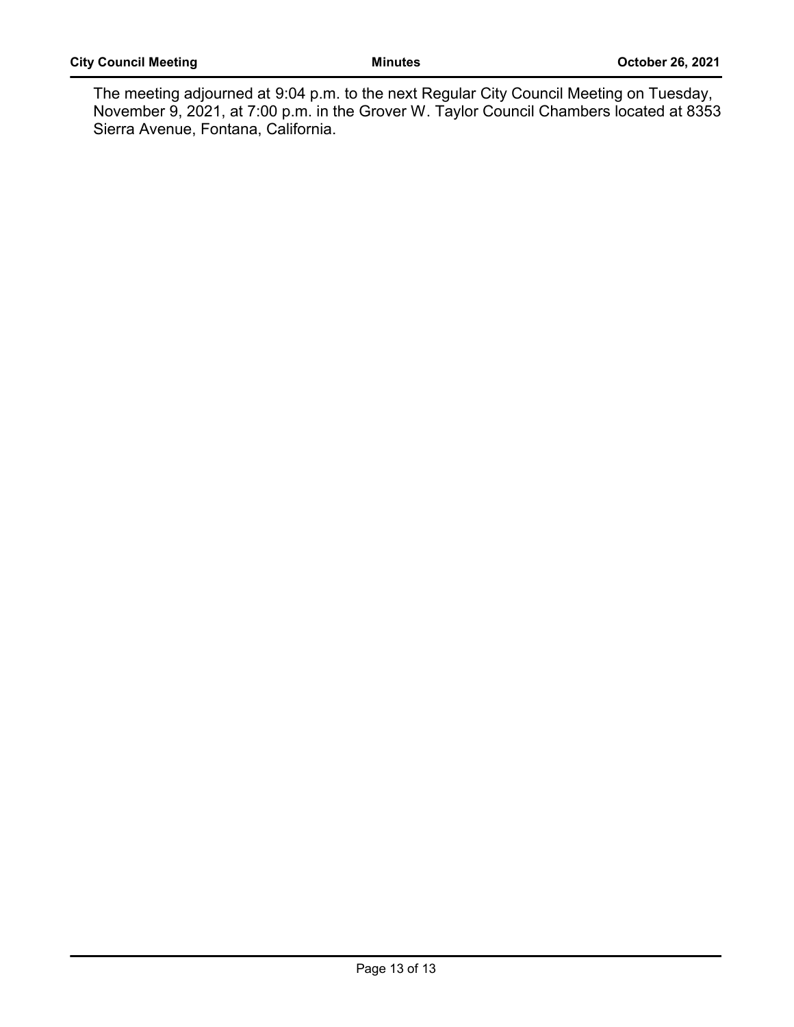The meeting adjourned at 9:04 p.m. to the next Regular City Council Meeting on Tuesday, November 9, 2021, at 7:00 p.m. in the Grover W. Taylor Council Chambers located at 8353 Sierra Avenue, Fontana, California.